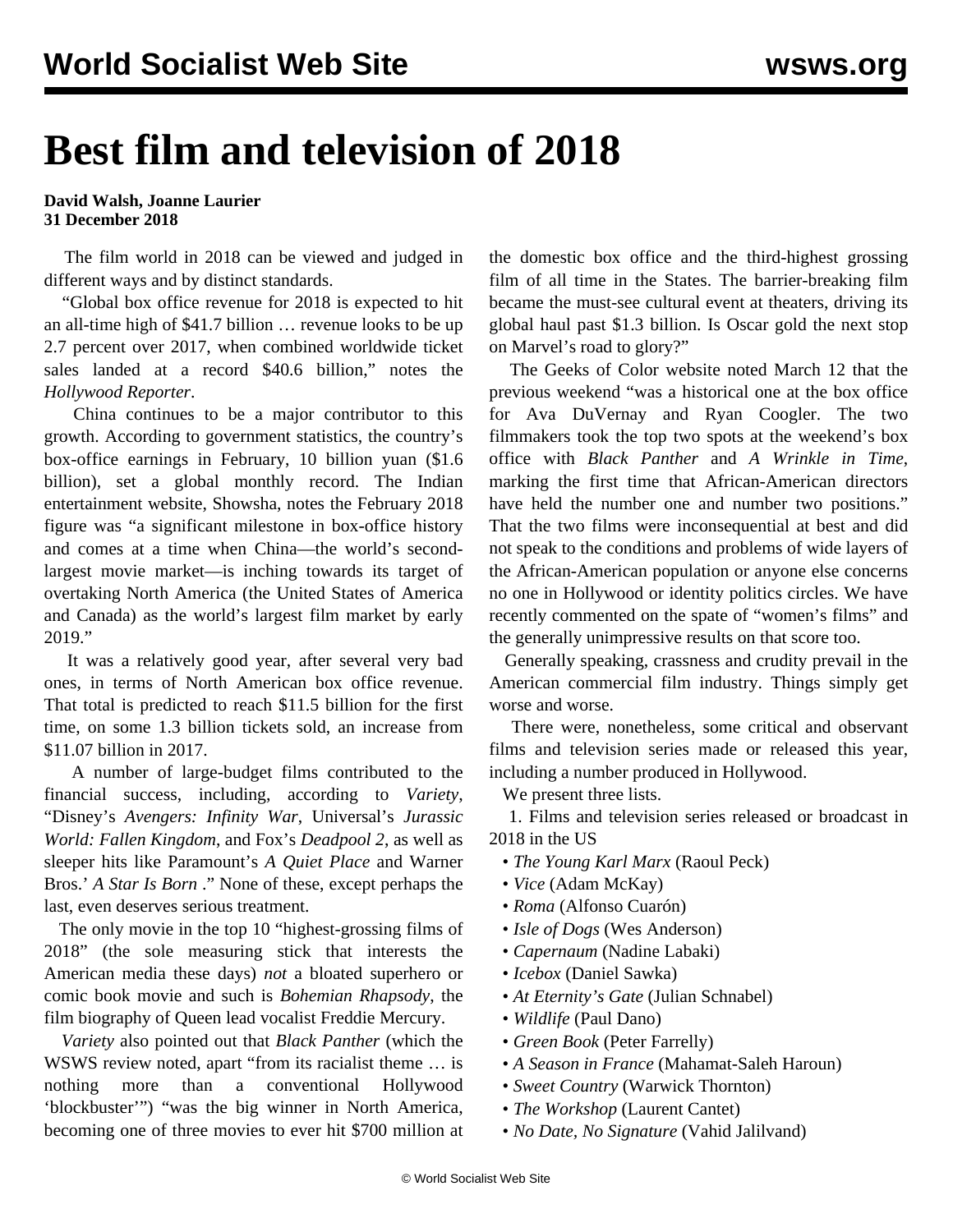# Best film and television of 2018

**David Walsh, Joanne Laurier**
**31 December 2018**

The film world in 2018 can be viewed and judged in different ways and by distinct standards.

"Global box office revenue for 2018 is expected to hit an all-time high of $41.7 billion … revenue looks to be up 2.7 percent over 2017, when combined worldwide ticket sales landed at a record $40.6 billion," notes the *Hollywood Reporter*.

China continues to be a major contributor to this growth. According to government statistics, the country's box-office earnings in February, 10 billion yuan ($1.6 billion), set a global monthly record. The Indian entertainment website, Showsha, notes the February 2018 figure was "a significant milestone in box-office history and comes at a time when China—the world's second-largest movie market—is inching towards its target of overtaking North America (the United States of America and Canada) as the world's largest film market by early 2019."

It was a relatively good year, after several very bad ones, in terms of North American box office revenue. That total is predicted to reach $11.5 billion for the first time, on some 1.3 billion tickets sold, an increase from $11.07 billion in 2017.

A number of large-budget films contributed to the financial success, including, according to *Variety*, "Disney's *Avengers: Infinity War*, Universal's *Jurassic World: Fallen Kingdom*, and Fox's *Deadpool 2*, as well as sleeper hits like Paramount's *A Quiet Place* and Warner Bros.' *A Star Is Born* ." None of these, except perhaps the last, even deserves serious treatment.

The only movie in the top 10 "highest-grossing films of 2018" (the sole measuring stick that interests the American media these days) *not* a bloated superhero or comic book movie and such is *Bohemian Rhapsody*, the film biography of Queen lead vocalist Freddie Mercury.

*Variety* also pointed out that *Black Panther* (which the WSWS review noted, apart "from its racialist theme … is nothing more than a conventional Hollywood 'blockbuster'") "was the big winner in North America, becoming one of three movies to ever hit $700 million at the domestic box office and the third-highest grossing film of all time in the States. The barrier-breaking film became the must-see cultural event at theaters, driving its global haul past $1.3 billion. Is Oscar gold the next stop on Marvel's road to glory?"

The Geeks of Color website noted March 12 that the previous weekend "was a historical one at the box office for Ava DuVernay and Ryan Coogler. The two filmmakers took the top two spots at the weekend's box office with *Black Panther* and *A Wrinkle in Time*, marking the first time that African-American directors have held the number one and number two positions." That the two films were inconsequential at best and did not speak to the conditions and problems of wide layers of the African-American population or anyone else concerns no one in Hollywood or identity politics circles. We have recently commented on the spate of "women's films" and the generally unimpressive results on that score too.

Generally speaking, crassness and crudity prevail in the American commercial film industry. Things simply get worse and worse.

There were, nonetheless, some critical and observant films and television series made or released this year, including a number produced in Hollywood.

We present three lists.

1. Films and television series released or broadcast in 2018 in the US

- *The Young Karl Marx* (Raoul Peck)
- *Vice* (Adam McKay)
- *Roma* (Alfonso Cuarón)
- *Isle of Dogs* (Wes Anderson)
- *Capernaum* (Nadine Labaki)
- *Icebox* (Daniel Sawka)
- *At Eternity's Gate* (Julian Schnabel)
- *Wildlife* (Paul Dano)
- *Green Book* (Peter Farrelly)
- *A Season in France* (Mahamat-Saleh Haroun)
- *Sweet Country* (Warwick Thornton)
- *The Workshop* (Laurent Cantet)
- *No Date, No Signature* (Vahid Jalilvand)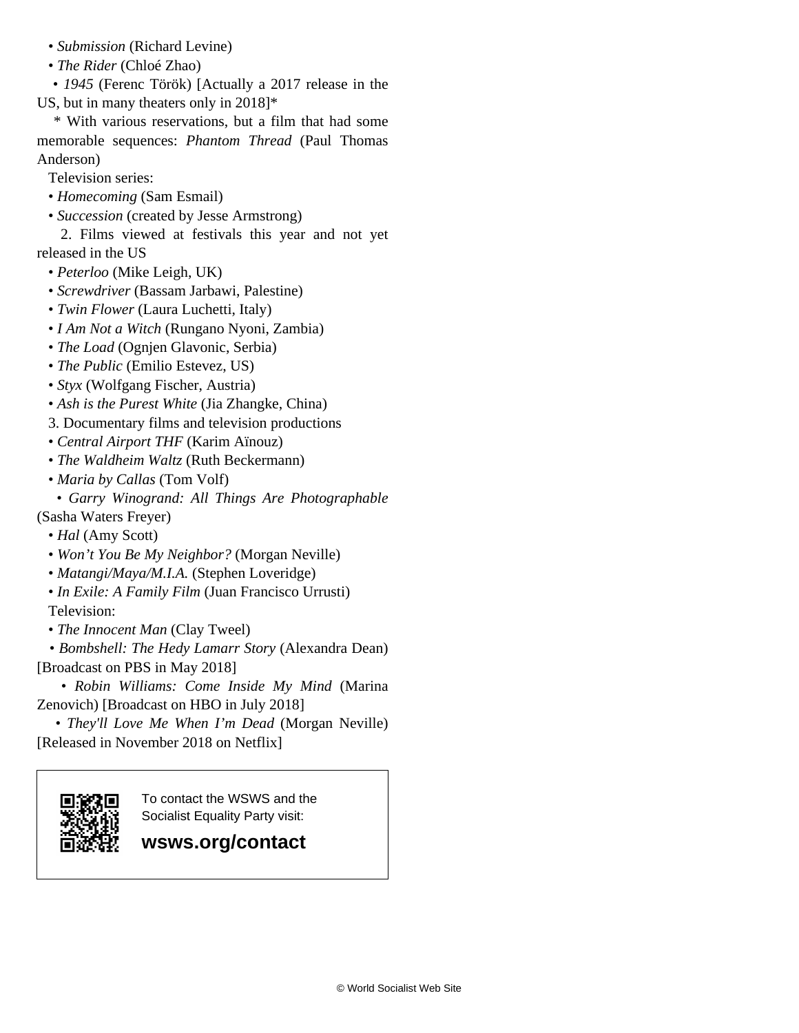- *Submission* (Richard Levine)
- *The Rider* (Chloé Zhao)
- *1945* (Ferenc Török) [Actually a 2017 release in the US, but in many theaters only in 2018]*

\* With various reservations, but a film that had some memorable sequences: *Phantom Thread* (Paul Thomas Anderson)

Television series:

- *Homecoming* (Sam Esmail)
- *Succession* (created by Jesse Armstrong)

2. Films viewed at festivals this year and not yet released in the US

- *Peterloo* (Mike Leigh, UK)
- *Screwdriver* (Bassam Jarbawi, Palestine)
- *Twin Flower* (Laura Luchetti, Italy)
- *I Am Not a Witch* (Rungano Nyoni, Zambia)
- *The Load* (Ognjen Glavonic, Serbia)
- *The Public* (Emilio Estevez, US)
- *Styx* (Wolfgang Fischer, Austria)
- *Ash is the Purest White* (Jia Zhangke, China)

3. Documentary films and television productions

- *Central Airport THF* (Karim Aïnouz)
- *The Waldheim Waltz* (Ruth Beckermann)
- *Maria by Callas* (Tom Volf)
- *Garry Winogrand: All Things Are Photographable* (Sasha Waters Freyer)
- *Hal* (Amy Scott)
- *Won't You Be My Neighbor?* (Morgan Neville)
- *Matangi/Maya/M.I.A.* (Stephen Loveridge)
- *In Exile: A Family Film* (Juan Francisco Urrusti)

Television:

- *The Innocent Man* (Clay Tweel)
- *Bombshell: The Hedy Lamarr Story* (Alexandra Dean) [Broadcast on PBS in May 2018]
- *Robin Williams: Come Inside My Mind* (Marina Zenovich) [Broadcast on HBO in July 2018]
- *They'll Love Me When I'm Dead* (Morgan Neville) [Released in November 2018 on Netflix]

To contact the WSWS and the Socialist Equality Party visit:

**wsws.org/contact**